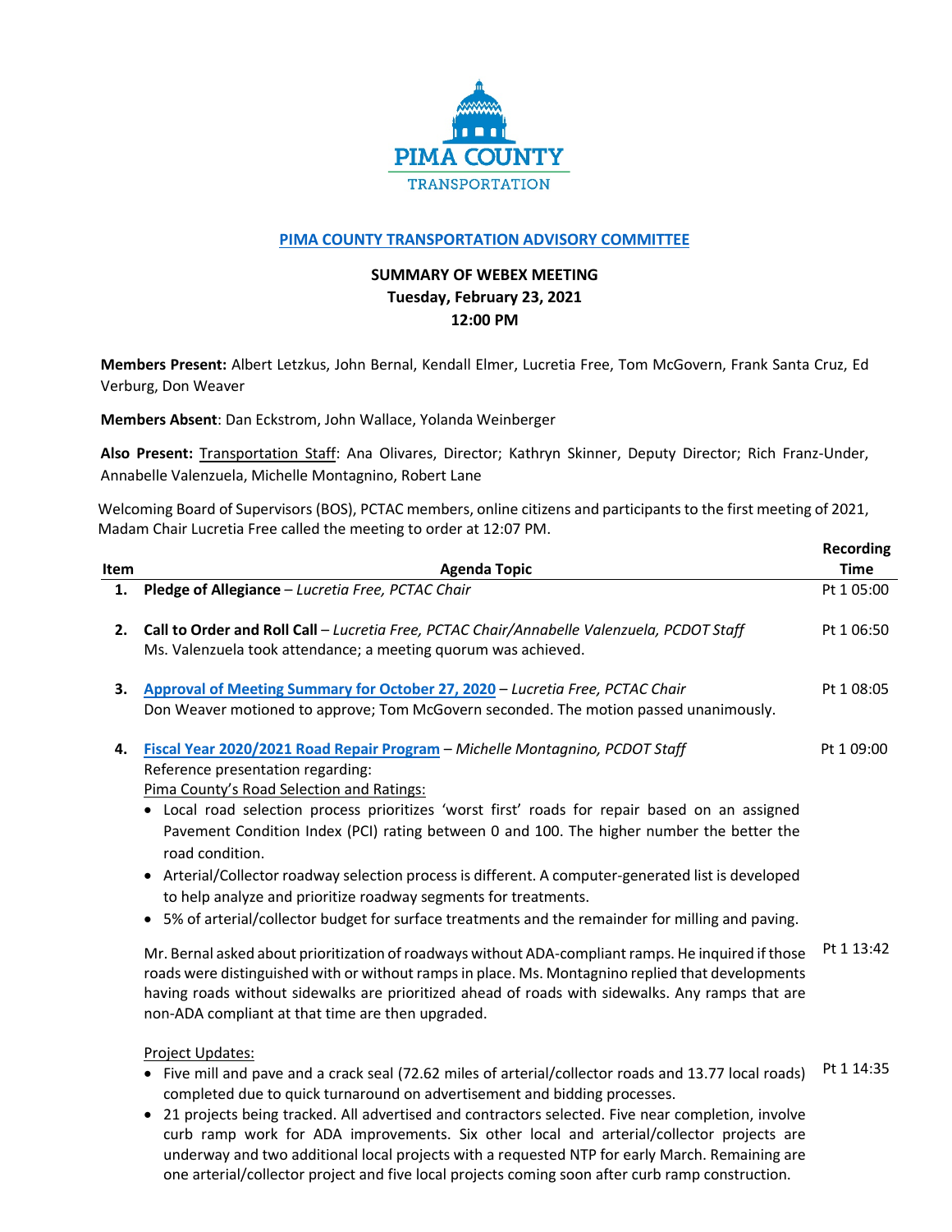PIMA COUNTY TRANSPORTATION

## PIMA COUNTY TRANSPORTATION ADVISORY COMMITTEE

**SUMMARY OF WEBEX MEETING**
**Tuesday, February 23, 2021**
**12:00 PM**

**Members Present:** Albert Letzkus, John Bernal, Kendall Elmer, Lucretia Free, Tom McGovern, Frank Santa Cruz, Ed Verburg, Don Weaver

**Members Absent**: Dan Eckstrom, John Wallace, Yolanda Weinberger

**Also Present:** Transportation Staff: Ana Olivares, Director; Kathryn Skinner, Deputy Director; Rich Franz-Under, Annabelle Valenzuela, Michelle Montagnino, Robert Lane

Welcoming Board of Supervisors (BOS), PCTAC members, online citizens and participants to the first meeting of 2021, Madam Chair Lucretia Free called the meeting to order at 12:07 PM.

| Item | Agenda Topic | Recording Time |
|---|---|---|
| 1. | **Pledge of Allegiance** – *Lucretia Free, PCTAC Chair* | Pt 1 05:00 |
| 2. | **Call to Order and Roll Call** – *Lucretia Free, PCTAC Chair/Annabelle Valenzuela, PCDOT Staff*<br>Ms. Valenzuela took attendance; a meeting quorum was achieved. | Pt 1 06:50 |
| 3. | **Approval of Meeting Summary for October 27, 2020** – *Lucretia Free, PCTAC Chair*<br>Don Weaver motioned to approve; Tom McGovern seconded. The motion passed unanimously. | Pt 1 08:05 |
| 4. | **Fiscal Year 2020/2021 Road Repair Program** – *Michelle Montagnino, PCDOT Staff*<br>Reference presentation regarding:<br>Pima County's Road Selection and Ratings:<br>• Local road selection process prioritizes 'worst first' roads for repair based on an assigned Pavement Condition Index (PCI) rating between 0 and 100. The higher number the better the road condition.<br>• Arterial/Collector roadway selection process is different. A computer-generated list is developed to help analyze and prioritize roadway segments for treatments.<br>• 5% of arterial/collector budget for surface treatments and the remainder for milling and paving. | Pt 1 09:00 |
| | Mr. Bernal asked about prioritization of roadways without ADA-compliant ramps. He inquired if those roads were distinguished with or without ramps in place. Ms. Montagnino replied that developments having roads without sidewalks are prioritized ahead of roads with sidewalks. Any ramps that are non-ADA compliant at that time are then upgraded. | Pt 1 13:42 |
| | Project Updates:<br>• Five mill and pave and a crack seal (72.62 miles of arterial/collector roads and 13.77 local roads) completed due to quick turnaround on advertisement and bidding processes.<br>• 21 projects being tracked. All advertised and contractors selected. Five near completion, involve curb ramp work for ADA improvements. Six other local and arterial/collector projects are underway and two additional local projects with a requested NTP for early March. Remaining are one arterial/collector project and five local projects coming soon after curb ramp construction. | Pt 1 14:35 |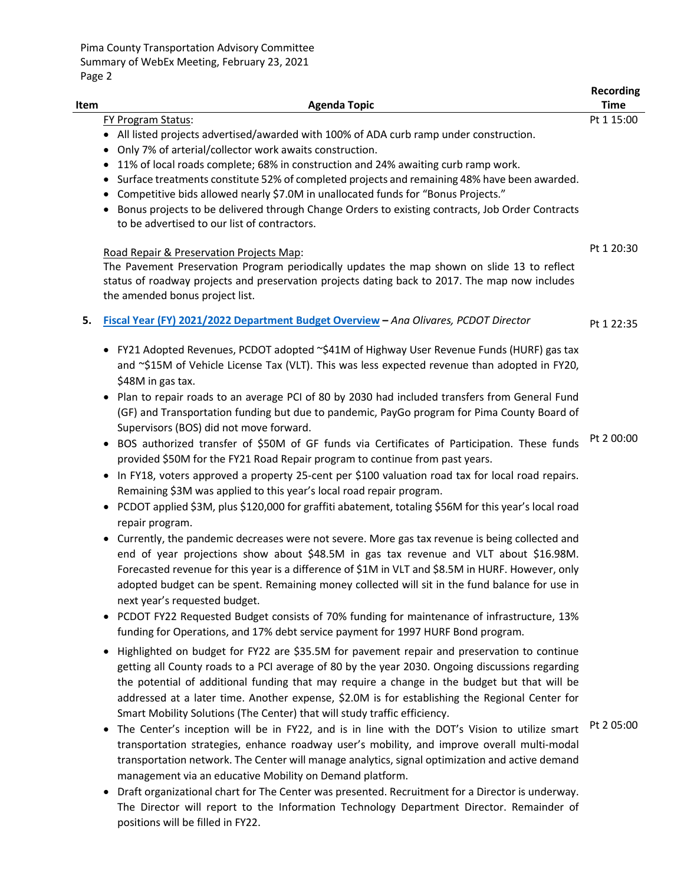| Item | Agenda Topic | Recording Time |
|---|---|---|
| | FY Program Status:<br>• All listed projects advertised/awarded with 100% of ADA curb ramp under construction.<br>• Only 7% of arterial/collector work awaits construction.<br>• 11% of local roads complete; 68% in construction and 24% awaiting curb ramp work.<br>• Surface treatments constitute 52% of completed projects and remaining 48% have been awarded.<br>• Competitive bids allowed nearly $7.0M in unallocated funds for "Bonus Projects."<br>• Bonus projects to be delivered through Change Orders to existing contracts, Job Order Contracts to be advertised to our list of contractors. | Pt 1 15:00 |
| | Road Repair & Preservation Projects Map:<br>The Pavement Preservation Program periodically updates the map shown on slide 13 to reflect status of roadway projects and preservation projects dating back to 2017. The map now includes the amended bonus project list. | Pt 1 20:30 |
| **5.** | **Fiscal Year (FY) 2021/2022 Department Budget Overview** – *Ana Olivares, PCDOT Director* | Pt 1 22:35 |
| | • FY21 Adopted Revenues, PCDOT adopted ~$41M of Highway User Revenue Funds (HURF) gas tax and ~$15M of Vehicle License Tax (VLT). This was less expected revenue than adopted in FY20, $48M in gas tax.<br>• Plan to repair roads to an average PCI of 80 by 2030 had included transfers from General Fund (GF) and Transportation funding but due to pandemic, PayGo program for Pima County Board of Supervisors (BOS) did not move forward.<br>• BOS authorized transfer of $50M of GF funds via Certificates of Participation. These funds provided $50M for the FY21 Road Repair program to continue from past years.<br>• In FY18, voters approved a property 25-cent per $100 valuation road tax for local road repairs. Remaining $3M was applied to this year's local road repair program.<br>• PCDOT applied $3M, plus $120,000 for graffiti abatement, totaling $56M for this year's local road repair program.<br>• Currently, the pandemic decreases were not severe. More gas tax revenue is being collected and end of year projections show about $48.5M in gas tax revenue and VLT about $16.98M. Forecasted revenue for this year is a difference of $1M in VLT and $8.5M in HURF. However, only adopted budget can be spent. Remaining money collected will sit in the fund balance for use in next year's requested budget.<br>• PCDOT FY22 Requested Budget consists of 70% funding for maintenance of infrastructure, 13% funding for Operations, and 17% debt service payment for 1997 HURF Bond program.<br>• Highlighted on budget for FY22 are $35.5M for pavement repair and preservation to continue getting all County roads to a PCI average of 80 by the year 2030. Ongoing discussions regarding the potential of additional funding that may require a change in the budget but that will be addressed at a later time. Another expense, $2.0M is for establishing the Regional Center for Smart Mobility Solutions (The Center) that will study traffic efficiency. | Pt 2 00:00 |
| | • The Center's inception will be in FY22, and is in line with the DOT's Vision to utilize smart transportation strategies, enhance roadway user's mobility, and improve overall multi-modal transportation network. The Center will manage analytics, signal optimization and active demand management via an educative Mobility on Demand platform.<br>• Draft organizational chart for The Center was presented. Recruitment for a Director is underway. The Director will report to the Information Technology Department Director. Remainder of positions will be filled in FY22. | Pt 2 05:00 |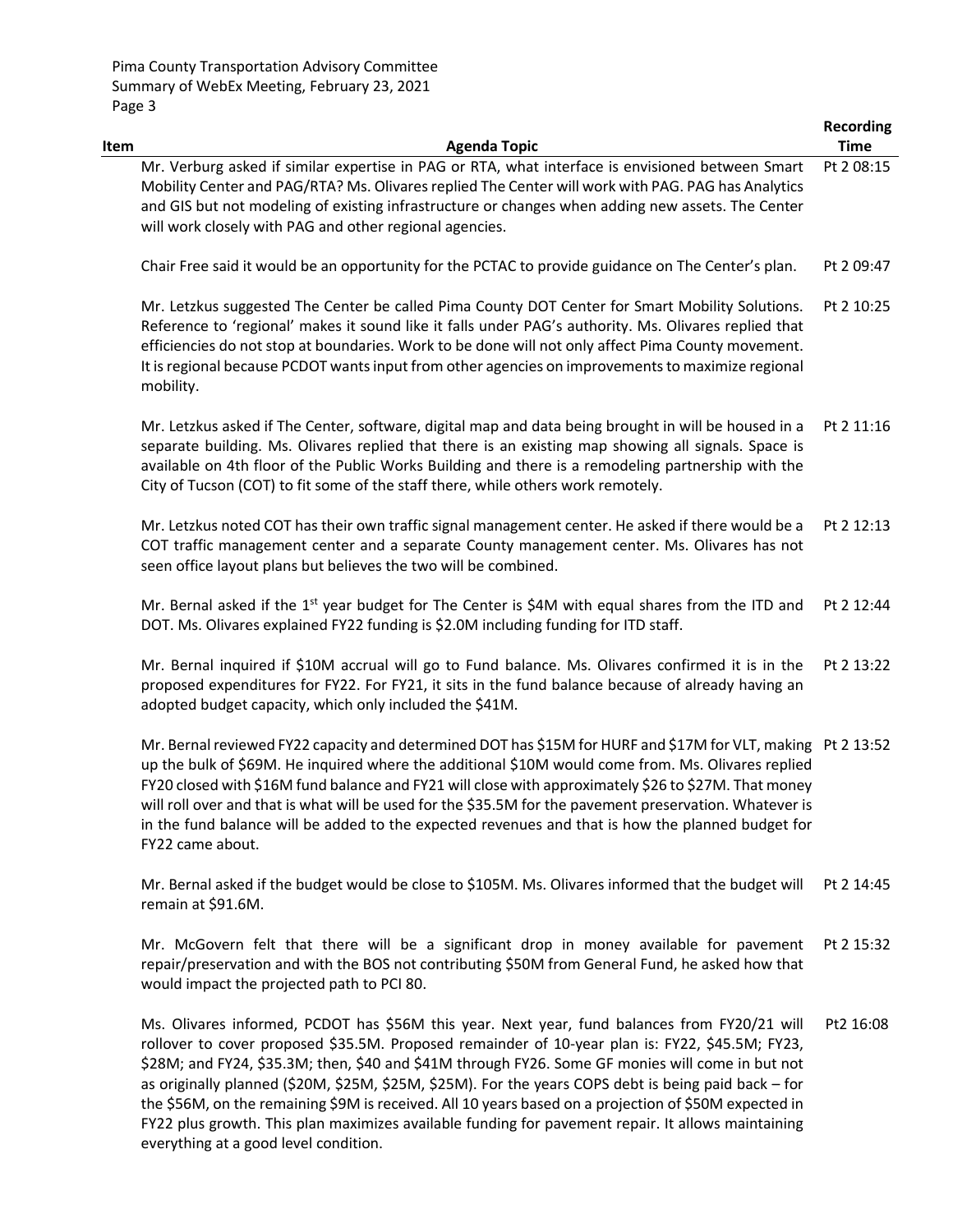| Item | Agenda Topic | Recording Time |
|---|---|---|
| | Mr. Verburg asked if similar expertise in PAG or RTA, what interface is envisioned between Smart Mobility Center and PAG/RTA? Ms. Olivares replied The Center will work with PAG. PAG has Analytics and GIS but not modeling of existing infrastructure or changes when adding new assets. The Center will work closely with PAG and other regional agencies. | Pt 2 08:15 |
| | Chair Free said it would be an opportunity for the PCTAC to provide guidance on The Center's plan. | Pt 2 09:47 |
| | Mr. Letzkus suggested The Center be called Pima County DOT Center for Smart Mobility Solutions. Reference to 'regional' makes it sound like it falls under PAG's authority. Ms. Olivares replied that efficiencies do not stop at boundaries. Work to be done will not only affect Pima County movement. It is regional because PCDOT wants input from other agencies on improvements to maximize regional mobility. | Pt 2 10:25 |
| | Mr. Letzkus asked if The Center, software, digital map and data being brought in will be housed in a separate building. Ms. Olivares replied that there is an existing map showing all signals. Space is available on 4th floor of the Public Works Building and there is a remodeling partnership with the City of Tucson (COT) to fit some of the staff there, while others work remotely. | Pt 2 11:16 |
| | Mr. Letzkus noted COT has their own traffic signal management center. He asked if there would be a COT traffic management center and a separate County management center. Ms. Olivares has not seen office layout plans but believes the two will be combined. | Pt 2 12:13 |
| | Mr. Bernal asked if the 1st year budget for The Center is $4M with equal shares from the ITD and DOT. Ms. Olivares explained FY22 funding is $2.0M including funding for ITD staff. | Pt 2 12:44 |
| | Mr. Bernal inquired if $10M accrual will go to Fund balance. Ms. Olivares confirmed it is in the proposed expenditures for FY22. For FY21, it sits in the fund balance because of already having an adopted budget capacity, which only included the $41M. | Pt 2 13:22 |
| | Mr. Bernal reviewed FY22 capacity and determined DOT has $15M for HURF and $17M for VLT, making up the bulk of $69M. He inquired where the additional $10M would come from. Ms. Olivares replied FY20 closed with $16M fund balance and FY21 will close with approximately $26 to $27M. That money will roll over and that is what will be used for the $35.5M for the pavement preservation. Whatever is in the fund balance will be added to the expected revenues and that is how the planned budget for FY22 came about. | Pt 2 13:52 |
| | Mr. Bernal asked if the budget would be close to $105M. Ms. Olivares informed that the budget will remain at $91.6M. | Pt 2 14:45 |
| | Mr. McGovern felt that there will be a significant drop in money available for pavement repair/preservation and with the BOS not contributing $50M from General Fund, he asked how that would impact the projected path to PCI 80. | Pt 2 15:32 |
| | Ms. Olivares informed, PCDOT has $56M this year. Next year, fund balances from FY20/21 will rollover to cover proposed $35.5M. Proposed remainder of 10-year plan is: FY22, $45.5M; FY23, $28M; and FY24, $35.3M; then, $40 and $41M through FY26. Some GF monies will come in but not as originally planned ($20M, $25M, $25M, $25M). For the years COPS debt is being paid back – for the $56M, on the remaining $9M is received. All 10 years based on a projection of $50M expected in FY22 plus growth. This plan maximizes available funding for pavement repair. It allows maintaining everything at a good level condition. | Pt2 16:08 |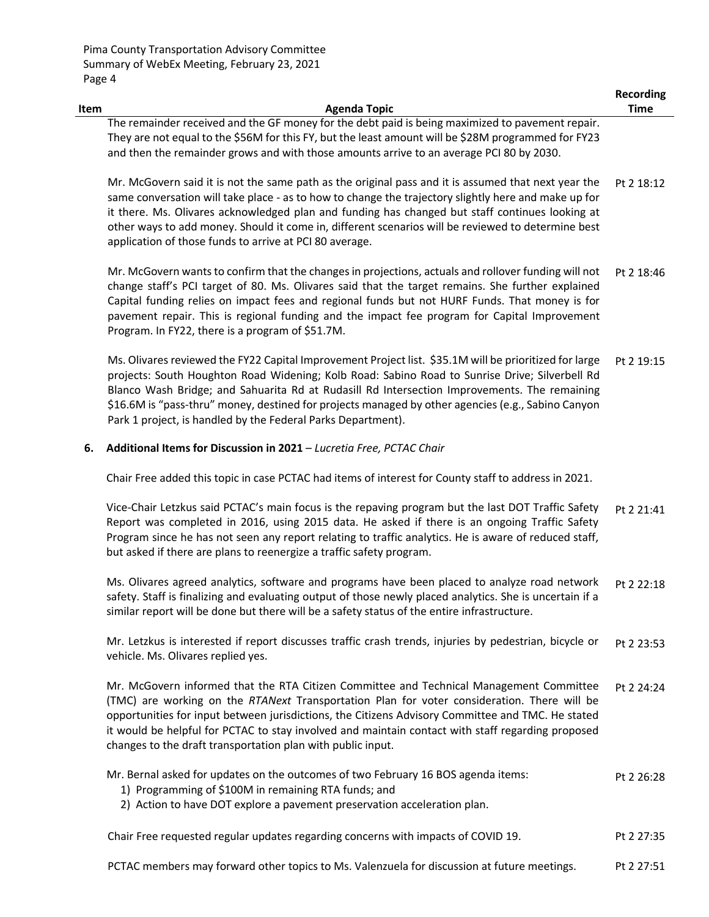| Item | Agenda Topic | Recording Time |
|---|---|---|
| | The remainder received and the GF money for the debt paid is being maximized to pavement repair. They are not equal to the $56M for this FY, but the least amount will be $28M programmed for FY23 and then the remainder grows and with those amounts arrive to an average PCI 80 by 2030. | |
| | Mr. McGovern said it is not the same path as the original pass and it is assumed that next year the same conversation will take place - as to how to change the trajectory slightly here and make up for it there. Ms. Olivares acknowledged plan and funding has changed but staff continues looking at other ways to add money. Should it come in, different scenarios will be reviewed to determine best application of those funds to arrive at PCI 80 average. | Pt 2 18:12 |
| | Mr. McGovern wants to confirm that the changes in projections, actuals and rollover funding will not change staff's PCI target of 80. Ms. Olivares said that the target remains. She further explained Capital funding relies on impact fees and regional funds but not HURF Funds. That money is for pavement repair. This is regional funding and the impact fee program for Capital Improvement Program. In FY22, there is a program of $51.7M. | Pt 2 18:46 |
| | Ms. Olivares reviewed the FY22 Capital Improvement Project list. $35.1M will be prioritized for large projects: South Houghton Road Widening; Kolb Road: Sabino Road to Sunrise Drive; Silverbell Rd Blanco Wash Bridge; and Sahuarita Rd at Rudasill Rd Intersection Improvements. The remaining $16.6M is "pass-thru" money, destined for projects managed by other agencies (e.g., Sabino Canyon Park 1 project, is handled by the Federal Parks Department). | Pt 2 19:15 |
| **6.** | **Additional Items for Discussion in 2021** – *Lucretia Free, PCTAC Chair* | |
| | Chair Free added this topic in case PCTAC had items of interest for County staff to address in 2021. | |
| | Vice-Chair Letzkus said PCTAC's main focus is the repaving program but the last DOT Traffic Safety Report was completed in 2016, using 2015 data. He asked if there is an ongoing Traffic Safety Program since he has not seen any report relating to traffic analytics. He is aware of reduced staff, but asked if there are plans to reenergize a traffic safety program. | Pt 2 21:41 |
| | Ms. Olivares agreed analytics, software and programs have been placed to analyze road network safety. Staff is finalizing and evaluating output of those newly placed analytics. She is uncertain if a similar report will be done but there will be a safety status of the entire infrastructure. | Pt 2 22:18 |
| | Mr. Letzkus is interested if report discusses traffic crash trends, injuries by pedestrian, bicycle or vehicle. Ms. Olivares replied yes. | Pt 2 23:53 |
| | Mr. McGovern informed that the RTA Citizen Committee and Technical Management Committee (TMC) are working on the *RTANext* Transportation Plan for voter consideration. There will be opportunities for input between jurisdictions, the Citizens Advisory Committee and TMC. He stated it would be helpful for PCTAC to stay involved and maintain contact with staff regarding proposed changes to the draft transportation plan with public input. | Pt 2 24:24 |
| | Mr. Bernal asked for updates on the outcomes of two February 16 BOS agenda items:<br>1) Programming of $100M in remaining RTA funds; and<br>2) Action to have DOT explore a pavement preservation acceleration plan. | Pt 2 26:28 |
| | Chair Free requested regular updates regarding concerns with impacts of COVID 19. | Pt 2 27:35 |
| | PCTAC members may forward other topics to Ms. Valenzuela for discussion at future meetings. | Pt 2 27:51 |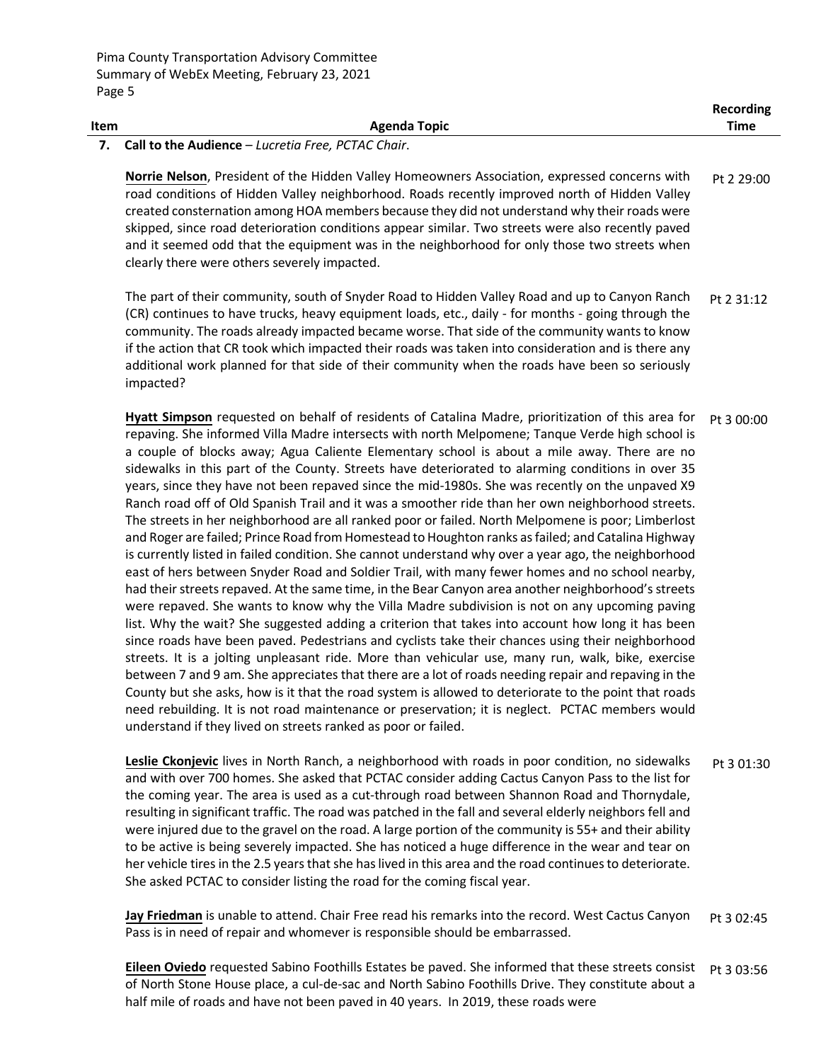| Item | Agenda Topic | Recording Time |
|---|---|---|
| **7.** | **Call to the Audience** – *Lucretia Free, PCTAC Chair*. | |
| | **Norrie Nelson**, President of the Hidden Valley Homeowners Association, expressed concerns with road conditions of Hidden Valley neighborhood. Roads recently improved north of Hidden Valley created consternation among HOA members because they did not understand why their roads were skipped, since road deterioration conditions appear similar. Two streets were also recently paved and it seemed odd that the equipment was in the neighborhood for only those two streets when clearly there were others severely impacted. | Pt 2 29:00 |
| | The part of their community, south of Snyder Road to Hidden Valley Road and up to Canyon Ranch (CR) continues to have trucks, heavy equipment loads, etc., daily - for months - going through the community. The roads already impacted became worse. That side of the community wants to know if the action that CR took which impacted their roads was taken into consideration and is there any additional work planned for that side of their community when the roads have been so seriously impacted? | Pt 2 31:12 |
| | **Hyatt Simpson** requested on behalf of residents of Catalina Madre, prioritization of this area for repaving. She informed Villa Madre intersects with north Melpomene; Tanque Verde high school is a couple of blocks away; Agua Caliente Elementary school is about a mile away. There are no sidewalks in this part of the County. Streets have deteriorated to alarming conditions in over 35 years, since they have not been repaved since the mid-1980s. She was recently on the unpaved X9 Ranch road off of Old Spanish Trail and it was a smoother ride than her own neighborhood streets. The streets in her neighborhood are all ranked poor or failed. North Melpomene is poor; Limberlost and Roger are failed; Prince Road from Homestead to Houghton ranks as failed; and Catalina Highway is currently listed in failed condition. She cannot understand why over a year ago, the neighborhood east of hers between Snyder Road and Soldier Trail, with many fewer homes and no school nearby, had their streets repaved. At the same time, in the Bear Canyon area another neighborhood's streets were repaved. She wants to know why the Villa Madre subdivision is not on any upcoming paving list. Why the wait? She suggested adding a criterion that takes into account how long it has been since roads have been paved. Pedestrians and cyclists take their chances using their neighborhood streets. It is a jolting unpleasant ride. More than vehicular use, many run, walk, bike, exercise between 7 and 9 am. She appreciates that there are a lot of roads needing repair and repaving in the County but she asks, how is it that the road system is allowed to deteriorate to the point that roads need rebuilding. It is not road maintenance or preservation; it is neglect. PCTAC members would understand if they lived on streets ranked as poor or failed. | Pt 3 00:00 |
| | **Leslie Ckonjevic** lives in North Ranch, a neighborhood with roads in poor condition, no sidewalks and with over 700 homes. She asked that PCTAC consider adding Cactus Canyon Pass to the list for the coming year. The area is used as a cut-through road between Shannon Road and Thornydale, resulting in significant traffic. The road was patched in the fall and several elderly neighbors fell and were injured due to the gravel on the road. A large portion of the community is 55+ and their ability to be active is being severely impacted. She has noticed a huge difference in the wear and tear on her vehicle tires in the 2.5 years that she has lived in this area and the road continues to deteriorate. She asked PCTAC to consider listing the road for the coming fiscal year. | Pt 3 01:30 |
| | **Jay Friedman** is unable to attend. Chair Free read his remarks into the record. West Cactus Canyon Pass is in need of repair and whomever is responsible should be embarrassed. | Pt 3 02:45 |
| | **Eileen Oviedo** requested Sabino Foothills Estates be paved. She informed that these streets consist of North Stone House place, a cul-de-sac and North Sabino Foothills Drive. They constitute about a half mile of roads and have not been paved in 40 years. In 2019, these roads were | Pt 3 03:56 |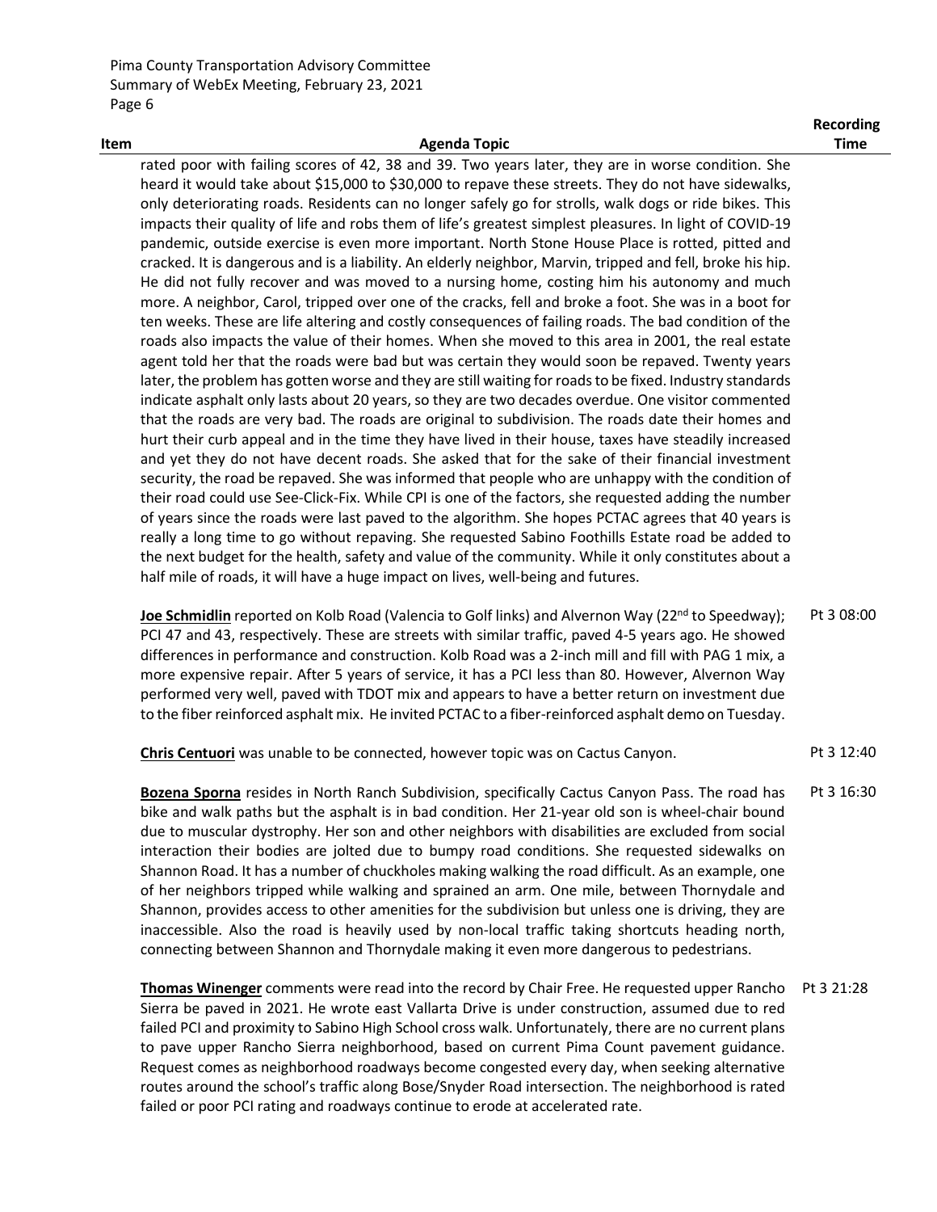| Item | Agenda Topic | Recording Time |
|---|---|---|
| | rated poor with failing scores of 42, 38 and 39. Two years later, they are in worse condition. She heard it would take about $15,000 to $30,000 to repave these streets. They do not have sidewalks, only deteriorating roads. Residents can no longer safely go for strolls, walk dogs or ride bikes. This impacts their quality of life and robs them of life's greatest simplest pleasures. In light of COVID-19 pandemic, outside exercise is even more important. North Stone House Place is rotted, pitted and cracked. It is dangerous and is a liability. An elderly neighbor, Marvin, tripped and fell, broke his hip. He did not fully recover and was moved to a nursing home, costing him his autonomy and much more. A neighbor, Carol, tripped over one of the cracks, fell and broke a foot. She was in a boot for ten weeks. These are life altering and costly consequences of failing roads. The bad condition of the roads also impacts the value of their homes. When she moved to this area in 2001, the real estate agent told her that the roads were bad but was certain they would soon be repaved. Twenty years later, the problem has gotten worse and they are still waiting for roads to be fixed. Industry standards indicate asphalt only lasts about 20 years, so they are two decades overdue. One visitor commented that the roads are very bad. The roads are original to subdivision. The roads date their homes and hurt their curb appeal and in the time they have lived in their house, taxes have steadily increased and yet they do not have decent roads. She asked that for the sake of their financial investment security, the road be repaved. She was informed that people who are unhappy with the condition of their road could use See-Click-Fix. While CPI is one of the factors, she requested adding the number of years since the roads were last paved to the algorithm. She hopes PCTAC agrees that 40 years is really a long time to go without repaving. She requested Sabino Foothills Estate road be added to the next budget for the health, safety and value of the community. While it only constitutes about a half mile of roads, it will have a huge impact on lives, well-being and futures. | |
| | **Joe Schmidlin** reported on Kolb Road (Valencia to Golf links) and Alvernon Way (22nd to Speedway); PCI 47 and 43, respectively. These are streets with similar traffic, paved 4-5 years ago. He showed differences in performance and construction. Kolb Road was a 2-inch mill and fill with PAG 1 mix, a more expensive repair. After 5 years of service, it has a PCI less than 80. However, Alvernon Way performed very well, paved with TDOT mix and appears to have a better return on investment due to the fiber reinforced asphalt mix. He invited PCTAC to a fiber-reinforced asphalt demo on Tuesday. | Pt 3 08:00 |
| | **Chris Centuori** was unable to be connected, however topic was on Cactus Canyon. | Pt 3 12:40 |
| | **Bozena Sporna** resides in North Ranch Subdivision, specifically Cactus Canyon Pass. The road has bike and walk paths but the asphalt is in bad condition. Her 21-year old son is wheel-chair bound due to muscular dystrophy. Her son and other neighbors with disabilities are excluded from social interaction their bodies are jolted due to bumpy road conditions. She requested sidewalks on Shannon Road. It has a number of chuckholes making walking the road difficult. As an example, one of her neighbors tripped while walking and sprained an arm. One mile, between Thornydale and Shannon, provides access to other amenities for the subdivision but unless one is driving, they are inaccessible. Also the road is heavily used by non-local traffic taking shortcuts heading north, connecting between Shannon and Thornydale making it even more dangerous to pedestrians. | Pt 3 16:30 |
| | **Thomas Winenger** comments were read into the record by Chair Free. He requested upper Rancho Sierra be paved in 2021. He wrote east Vallarta Drive is under construction, assumed due to red failed PCI and proximity to Sabino High School cross walk. Unfortunately, there are no current plans to pave upper Rancho Sierra neighborhood, based on current Pima Count pavement guidance. Request comes as neighborhood roadways become congested every day, when seeking alternative routes around the school's traffic along Bose/Snyder Road intersection. The neighborhood is rated failed or poor PCI rating and roadways continue to erode at accelerated rate. | Pt 3 21:28 |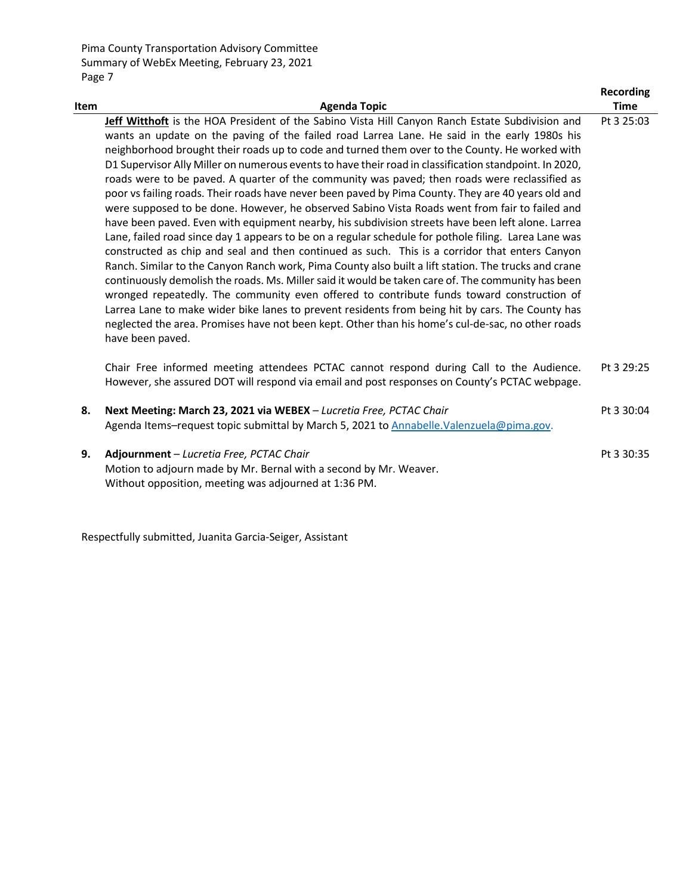| Item | Agenda Topic | Recording Time |
|---|---|---|
| | **Jeff Witthoft** is the HOA President of the Sabino Vista Hill Canyon Ranch Estate Subdivision and wants an update on the paving of the failed road Larrea Lane. He said in the early 1980s his neighborhood brought their roads up to code and turned them over to the County. He worked with D1 Supervisor Ally Miller on numerous events to have their road in classification standpoint. In 2020, roads were to be paved. A quarter of the community was paved; then roads were reclassified as poor vs failing roads. Their roads have never been paved by Pima County. They are 40 years old and were supposed to be done. However, he observed Sabino Vista Roads went from fair to failed and have been paved. Even with equipment nearby, his subdivision streets have been left alone. Larrea Lane, failed road since day 1 appears to be on a regular schedule for pothole filing. Larea Lane was constructed as chip and seal and then continued as such. This is a corridor that enters Canyon Ranch. Similar to the Canyon Ranch work, Pima County also built a lift station. The trucks and crane continuously demolish the roads. Ms. Miller said it would be taken care of. The community has been wronged repeatedly. The community even offered to contribute funds toward construction of Larrea Lane to make wider bike lanes to prevent residents from being hit by cars. The County has neglected the area. Promises have not been kept. Other than his home's cul-de-sac, no other roads have been paved. | Pt 3 25:03 |
| | Chair Free informed meeting attendees PCTAC cannot respond during Call to the Audience. However, she assured DOT will respond via email and post responses on County's PCTAC webpage. | Pt 3 29:25 |
| **8.** | **Next Meeting: March 23, 2021 via WEBEX** – *Lucretia Free, PCTAC Chair*<br>Agenda Items–request topic submittal by March 5, 2021 to Annabelle.Valenzuela@pima.gov. | Pt 3 30:04 |
| **9.** | **Adjournment** – *Lucretia Free, PCTAC Chair*<br>Motion to adjourn made by Mr. Bernal with a second by Mr. Weaver.<br>Without opposition, meeting was adjourned at 1:36 PM. | Pt 3 30:35 |

Respectfully submitted, Juanita Garcia-Seiger, Assistant